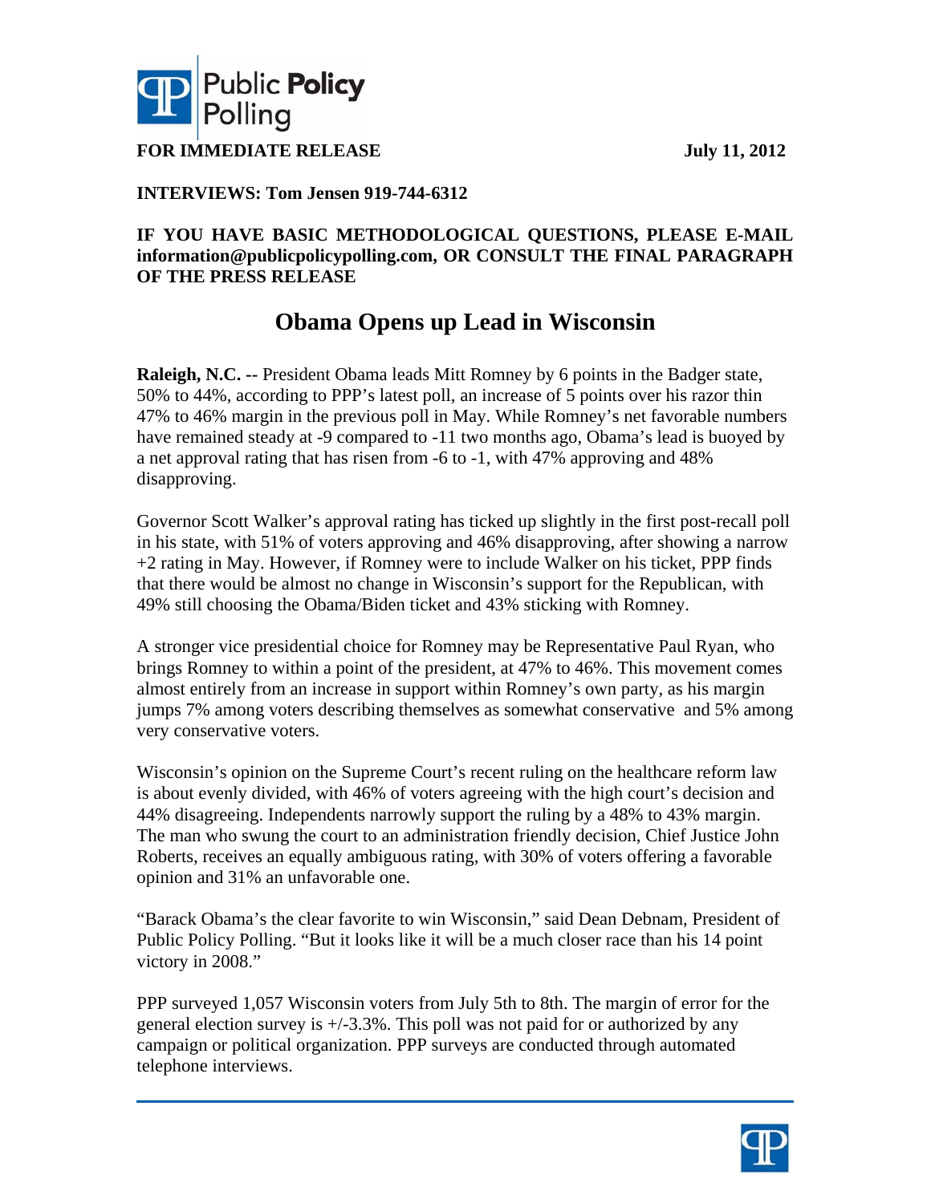Public Policy Polling

**FOR IMMEDIATE RELEASE** **July 11, 2012**

**INTERVIEWS: Tom Jensen 919-744-6312**

**IF YOU HAVE BASIC METHODOLOGICAL QUESTIONS, PLEASE E-MAIL information@publicpolicypolling.com, OR CONSULT THE FINAL PARAGRAPH OF THE PRESS RELEASE**

# Obama Opens up Lead in Wisconsin

**Raleigh, N.C. --** President Obama leads Mitt Romney by 6 points in the Badger state, 50% to 44%, according to PPP's latest poll, an increase of 5 points over his razor thin 47% to 46% margin in the previous poll in May. While Romney's net favorable numbers have remained steady at -9 compared to -11 two months ago, Obama's lead is buoyed by a net approval rating that has risen from -6 to -1, with 47% approving and 48% disapproving.

Governor Scott Walker's approval rating has ticked up slightly in the first post-recall poll in his state, with 51% of voters approving and 46% disapproving, after showing a narrow +2 rating in May. However, if Romney were to include Walker on his ticket, PPP finds that there would be almost no change in Wisconsin's support for the Republican, with 49% still choosing the Obama/Biden ticket and 43% sticking with Romney.

A stronger vice presidential choice for Romney may be Representative Paul Ryan, who brings Romney to within a point of the president, at 47% to 46%. This movement comes almost entirely from an increase in support within Romney's own party, as his margin jumps 7% among voters describing themselves as somewhat conservative and 5% among very conservative voters.

Wisconsin's opinion on the Supreme Court's recent ruling on the healthcare reform law is about evenly divided, with 46% of voters agreeing with the high court's decision and 44% disagreeing. Independents narrowly support the ruling by a 48% to 43% margin. The man who swung the court to an administration friendly decision, Chief Justice John Roberts, receives an equally ambiguous rating, with 30% of voters offering a favorable opinion and 31% an unfavorable one.

"Barack Obama's the clear favorite to win Wisconsin," said Dean Debnam, President of Public Policy Polling. "But it looks like it will be a much closer race than his 14 point victory in 2008."

PPP surveyed 1,057 Wisconsin voters from July 5th to 8th. The margin of error for the general election survey is +/-3.3%. This poll was not paid for or authorized by any campaign or political organization. PPP surveys are conducted through automated telephone interviews.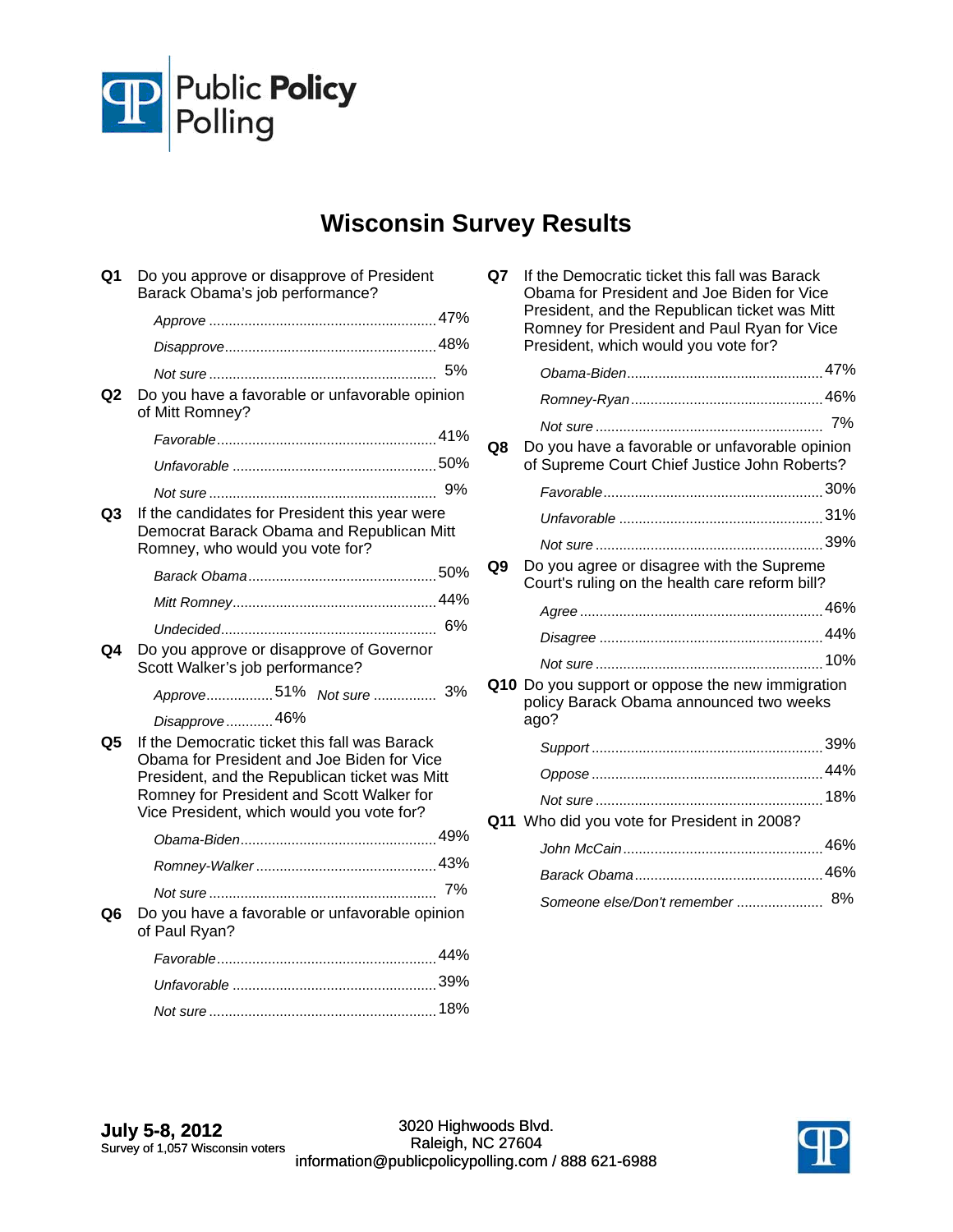Public Policy Polling

# Wisconsin Survey Results

**Q1** Do you approve or disapprove of President Barack Obama's job performance?

| | |
|---|---|
| *Approve* | 47% |
| *Disapprove* | 48% |
| *Not sure* | 5% |

**Q2** Do you have a favorable or unfavorable opinion of Mitt Romney?

| | |
|---|---|
| *Favorable* | 41% |
| *Unfavorable* | 50% |
| *Not sure* | 9% |

**Q3** If the candidates for President this year were Democrat Barack Obama and Republican Mitt Romney, who would you vote for?

| | |
|---|---|
| *Barack Obama* | 50% |
| *Mitt Romney* | 44% |
| *Undecided* | 6% |

**Q4** Do you approve or disapprove of Governor Scott Walker's job performance?

| | |
|---|---|
| *Approve* | 51% |
| *Disapprove* | 46% |
| *Not sure* | 3% |

**Q5** If the Democratic ticket this fall was Barack Obama for President and Joe Biden for Vice President, and the Republican ticket was Mitt Romney for President and Scott Walker for Vice President, which would you vote for?

| | |
|---|---|
| *Obama-Biden* | 49% |
| *Romney-Walker* | 43% |
| *Not sure* | 7% |

**Q6** Do you have a favorable or unfavorable opinion of Paul Ryan?

| | |
|---|---|
| *Favorable* | 44% |
| *Unfavorable* | 39% |
| *Not sure* | 18% |

**Q7** If the Democratic ticket this fall was Barack Obama for President and Joe Biden for Vice President, and the Republican ticket was Mitt Romney for President and Paul Ryan for Vice President, which would you vote for?

| | |
|---|---|
| *Obama-Biden* | 47% |
| *Romney-Ryan* | 46% |
| *Not sure* | 7% |

**Q8** Do you have a favorable or unfavorable opinion of Supreme Court Chief Justice John Roberts?

| | |
|---|---|
| *Favorable* | 30% |
| *Unfavorable* | 31% |
| *Not sure* | 39% |

**Q9** Do you agree or disagree with the Supreme Court's ruling on the health care reform bill?

| | |
|---|---|
| *Agree* | 46% |
| *Disagree* | 44% |
| *Not sure* | 10% |

**Q10** Do you support or oppose the new immigration policy Barack Obama announced two weeks ago?

| | |
|---|---|
| *Support* | 39% |
| *Oppose* | 44% |
| *Not sure* | 18% |

**Q11** Who did you vote for President in 2008?

| | |
|---|---|
| *John McCain* | 46% |
| *Barack Obama* | 46% |
| *Someone else/Don't remember* | 8% |

**July 5-8, 2012**
Survey of 1,057 Wisconsin voters

3020 Highwoods Blvd.
Raleigh, NC 27604
information@publicpolicypolling.com / 888 621-6988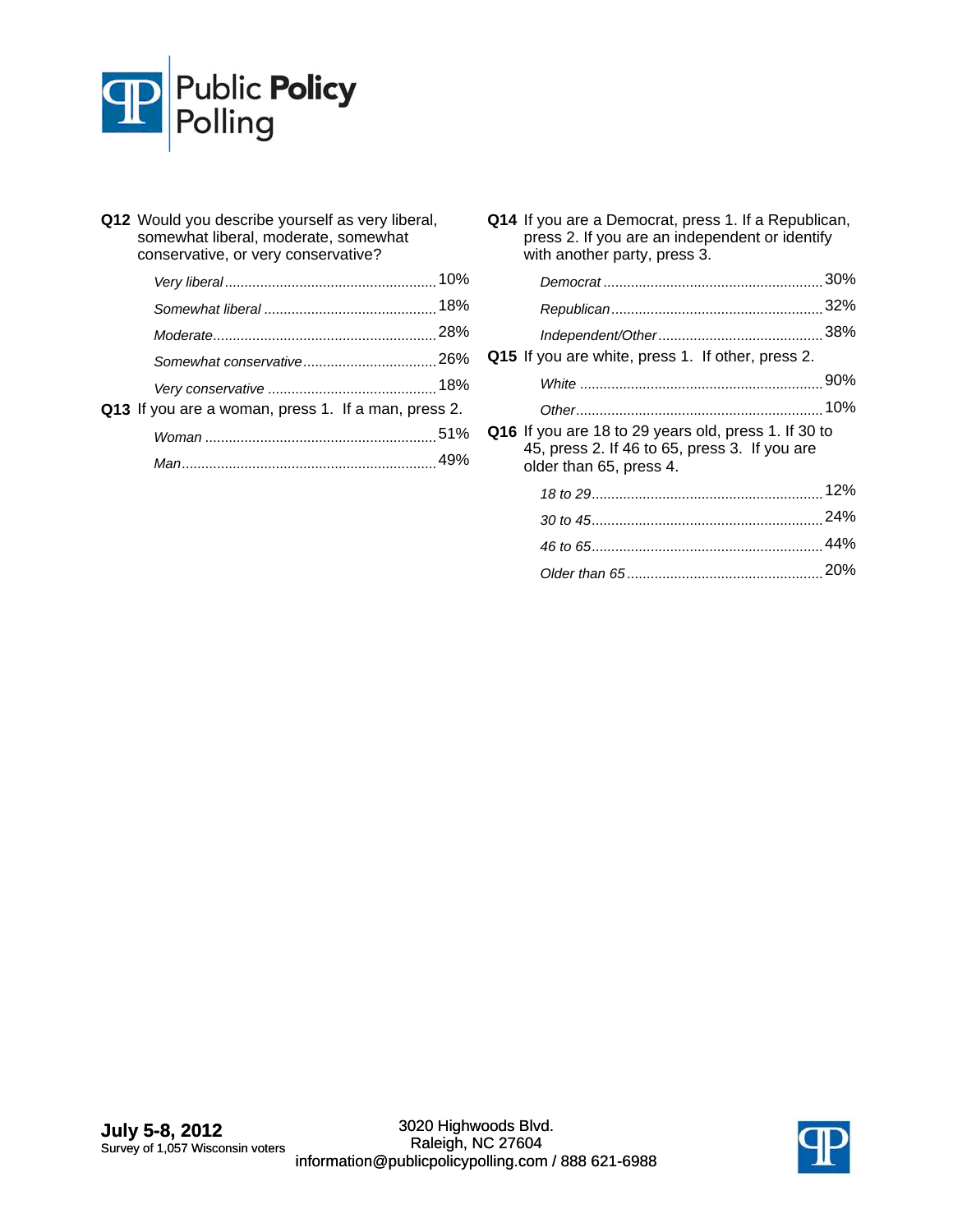**Q12** Would you describe yourself as very liberal, somewhat liberal, moderate, somewhat conservative, or very conservative?

| | |
|---|---|
| *Very liberal* | 10% |
| *Somewhat liberal* | 18% |
| *Moderate* | 28% |
| *Somewhat conservative* | 26% |
| *Very conservative* | 18% |

**Q13** If you are a woman, press 1. If a man, press 2.

| | |
|---|---|
| *Woman* | 51% |
| *Man* | 49% |

**Q14** If you are a Democrat, press 1. If a Republican, press 2. If you are an independent or identify with another party, press 3.

| | |
|---|---|
| *Democrat* | 30% |
| *Republican* | 32% |
| *Independent/Other* | 38% |

**Q15** If you are white, press 1. If other, press 2.

| | |
|---|---|
| *White* | 90% |
| *Other* | 10% |

**Q16** If you are 18 to 29 years old, press 1. If 30 to 45, press 2. If 46 to 65, press 3. If you are older than 65, press 4.

| | |
|---|---|
| *18 to 29* | 12% |
| *30 to 45* | 24% |
| *46 to 65* | 44% |
| *Older than 65* | 20% |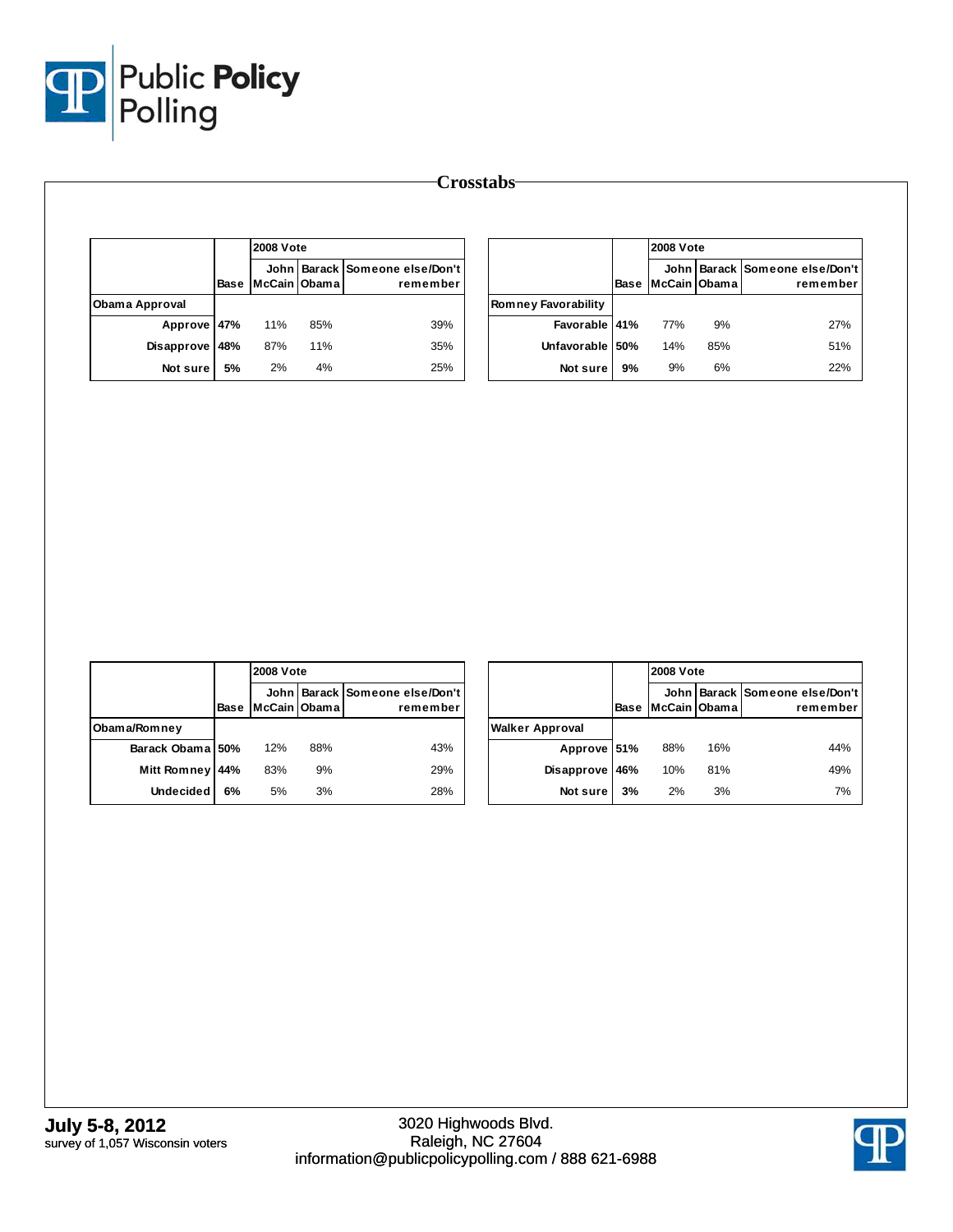# Crosstabs

| | Base | 2008 Vote John McCain | Barack Obama | Someone else/Don't remember |
|---|---|---|---|---|
| **Obama Approval** | | | | |
| Approve | 47% | 11% | 85% | 39% |
| Disapprove | 48% | 87% | 11% | 35% |
| Not sure | 5% | 2% | 4% | 25% |

| | Base | 2008 Vote John McCain | Barack Obama | Someone else/Don't remember |
|---|---|---|---|---|
| **Romney Favorability** | | | | |
| Favorable | 41% | 77% | 9% | 27% |
| Unfavorable | 50% | 14% | 85% | 51% |
| Not sure | 9% | 9% | 6% | 22% |

| | Base | 2008 Vote John McCain | Barack Obama | Someone else/Don't remember |
|---|---|---|---|---|
| **Obama/Romney** | | | | |
| Barack Obama | 50% | 12% | 88% | 43% |
| Mitt Romney | 44% | 83% | 9% | 29% |
| Undecided | 6% | 5% | 3% | 28% |

| | Base | 2008 Vote John McCain | Barack Obama | Someone else/Don't remember |
|---|---|---|---|---|
| **Walker Approval** | | | | |
| Approve | 51% | 88% | 16% | 44% |
| Disapprove | 46% | 10% | 81% | 49% |
| Not sure | 3% | 2% | 3% | 7% |

**July 5-8, 2012**
survey of 1,057 Wisconsin voters

3020 Highwoods Blvd.
Raleigh, NC 27604
information@publicpolicypolling.com / 888 621-6988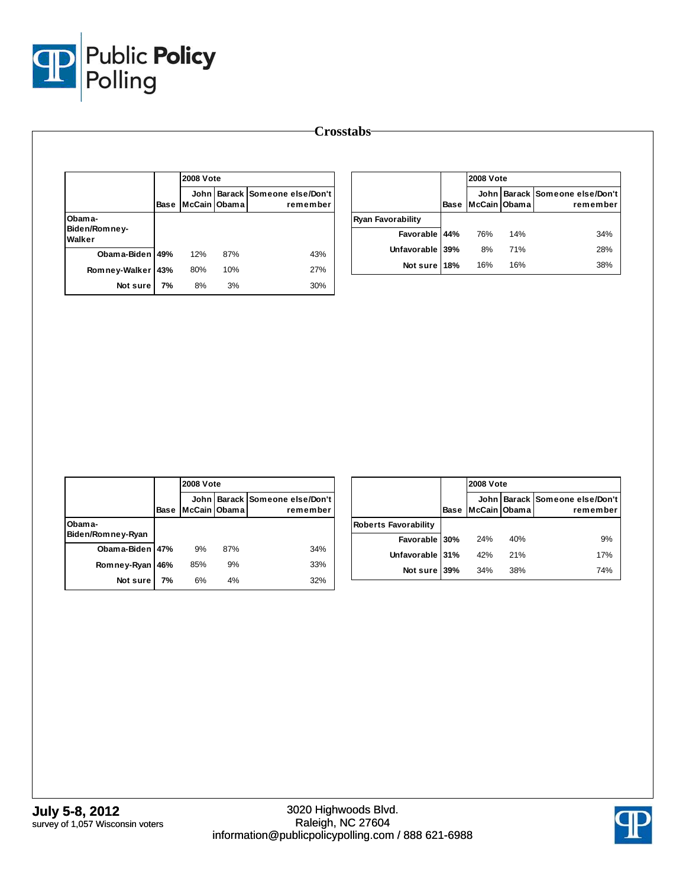# Crosstabs

| | Base | 2008 Vote | | |
|---|---|---|---|---|
| | | John McCain | Barack Obama | Someone else/Don't remember |
| **Obama-Biden/Romney-Walker** | | | | |
| Obama-Biden | 49% | 12% | 87% | 43% |
| Romney-Walker | 43% | 80% | 10% | 27% |
| Not sure | 7% | 8% | 3% | 30% |

| | Base | 2008 Vote | | |
|---|---|---|---|---|
| | | John McCain | Barack Obama | Someone else/Don't remember |
| **Ryan Favorability** | | | | |
| Favorable | 44% | 76% | 14% | 34% |
| Unfavorable | 39% | 8% | 71% | 28% |
| Not sure | 18% | 16% | 16% | 38% |

| | Base | 2008 Vote | | |
|---|---|---|---|---|
| | | John McCain | Barack Obama | Someone else/Don't remember |
| **Obama-Biden/Romney-Ryan** | | | | |
| Obama-Biden | 47% | 9% | 87% | 34% |
| Romney-Ryan | 46% | 85% | 9% | 33% |
| Not sure | 7% | 6% | 4% | 32% |

| | Base | 2008 Vote | | |
|---|---|---|---|---|
| | | John McCain | Barack Obama | Someone else/Don't remember |
| **Roberts Favorability** | | | | |
| Favorable | 30% | 24% | 40% | 9% |
| Unfavorable | 31% | 42% | 21% | 17% |
| Not sure | 39% | 34% | 38% | 74% |

**July 5-8, 2012**
survey of 1,057 Wisconsin voters

3020 Highwoods Blvd.
Raleigh, NC 27604
information@publicpolicypolling.com / 888 621-6988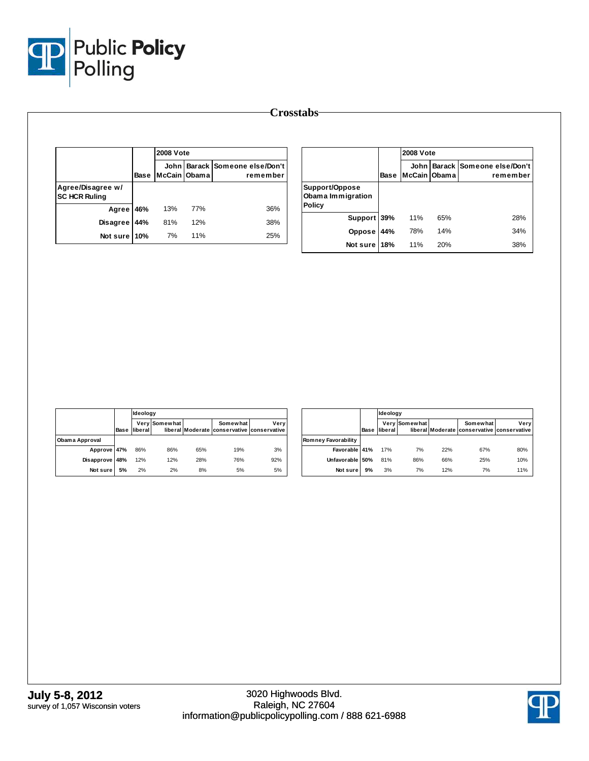## Crosstabs

| | | 2008 Vote | | |
|---|---|---|---|---|
| | Base | John McCain | Barack Obama | Someone else/Don't remember |
| **Agree/Disagree w/ SC HCR Ruling** | | | | |
| Agree | 46% | 13% | 77% | 36% |
| Disagree | 44% | 81% | 12% | 38% |
| Not sure | 10% | 7% | 11% | 25% |

| | | 2008 Vote | | |
|---|---|---|---|---|
| | Base | John McCain | Barack Obama | Someone else/Don't remember |
| **Support/Oppose Obama Immigration Policy** | | | | |
| Support | 39% | 11% | 65% | 28% |
| Oppose | 44% | 78% | 14% | 34% |
| Not sure | 18% | 11% | 20% | 38% |

| | | Ideology | | | | |
|---|---|---|---|---|---|---|
| | Base | Very liberal | Somewhat liberal | Moderate | Somewhat conservative | Very conservative |
| **Obama Approval** | | | | | | |
| Approve | 47% | 86% | 86% | 65% | 19% | 3% |
| Disapprove | 48% | 12% | 12% | 28% | 76% | 92% |
| Not sure | 5% | 2% | 2% | 8% | 5% | 5% |

| | | Ideology | | | | |
|---|---|---|---|---|---|---|
| | Base | Very liberal | Somewhat liberal | Moderate | Somewhat conservative | Very conservative |
| **Romney Favorability** | | | | | | |
| Favorable | 41% | 17% | 7% | 22% | 67% | 80% |
| Unfavorable | 50% | 81% | 86% | 66% | 25% | 10% |
| Not sure | 9% | 3% | 7% | 12% | 7% | 11% |

**July 5-8, 2012**
survey of 1,057 Wisconsin voters

3020 Highwoods Blvd.
Raleigh, NC 27604
information@publicpolicypolling.com / 888 621-6988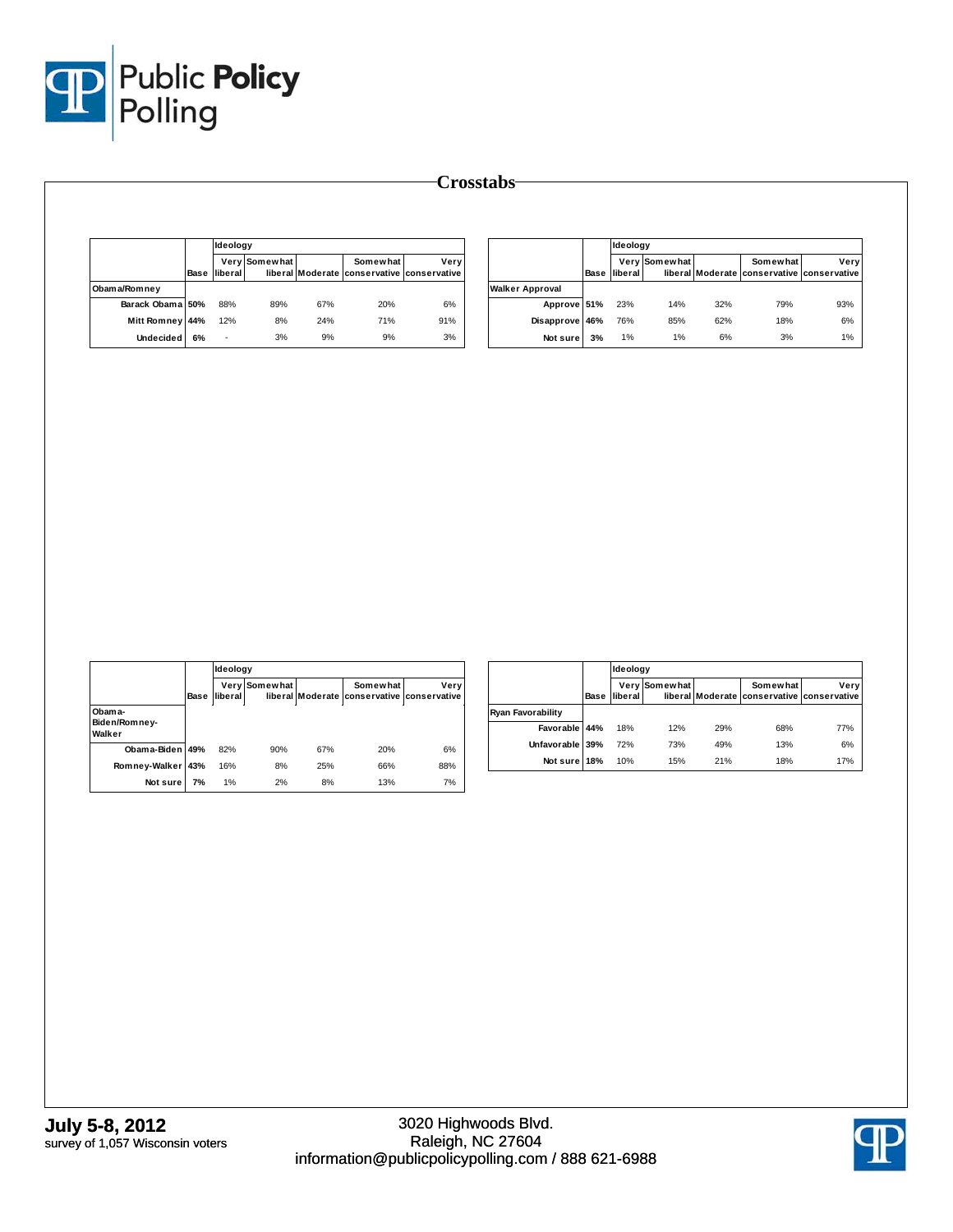# Crosstabs

| | Base | Ideology: Very liberal | Somewhat liberal | Moderate | Somewhat conservative | Very conservative |
|---|---|---|---|---|---|---|
| **Obama/Romney** | | | | | | |
| Barack Obama | 50% | 88% | 89% | 67% | 20% | 6% |
| Mitt Romney | 44% | 12% | 8% | 24% | 71% | 91% |
| Undecided | 6% | - | 3% | 9% | 9% | 3% |

| | Base | Ideology: Very liberal | Somewhat liberal | Moderate | Somewhat conservative | Very conservative |
|---|---|---|---|---|---|---|
| **Walker Approval** | | | | | | |
| Approve | 51% | 23% | 14% | 32% | 79% | 93% |
| Disapprove | 46% | 76% | 85% | 62% | 18% | 6% |
| Not sure | 3% | 1% | 1% | 6% | 3% | 1% |

| | Base | Ideology: Very liberal | Somewhat liberal | Moderate | Somewhat conservative | Very conservative |
|---|---|---|---|---|---|---|
| **Obama-Biden/Romney-Walker** | | | | | | |
| Obama-Biden | 49% | 82% | 90% | 67% | 20% | 6% |
| Romney-Walker | 43% | 16% | 8% | 25% | 66% | 88% |
| Not sure | 7% | 1% | 2% | 8% | 13% | 7% |

| | Base | Ideology: Very liberal | Somewhat liberal | Moderate | Somewhat conservative | Very conservative |
|---|---|---|---|---|---|---|
| **Ryan Favorability** | | | | | | |
| Favorable | 44% | 18% | 12% | 29% | 68% | 77% |
| Unfavorable | 39% | 72% | 73% | 49% | 13% | 6% |
| Not sure | 18% | 10% | 15% | 21% | 18% | 17% |

**July 5-8, 2012**
survey of 1,057 Wisconsin voters

3020 Highwoods Blvd.
Raleigh, NC 27604
information@publicpolicypolling.com / 888 621-6988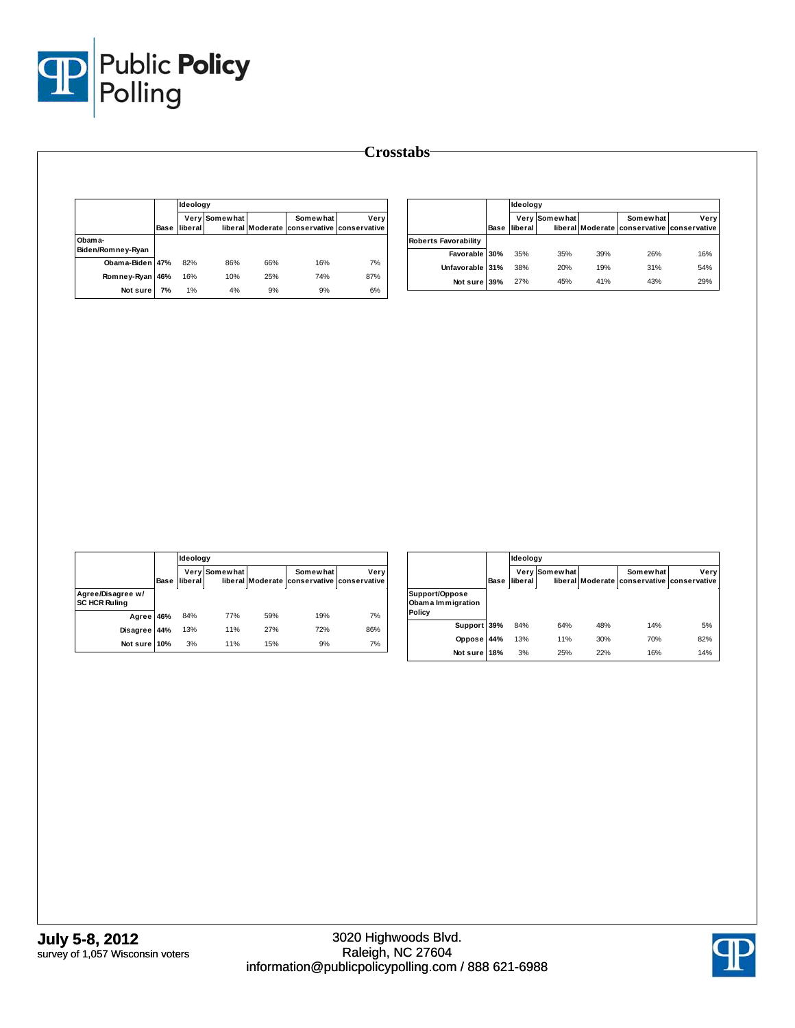## Crosstabs

| | Base | Ideology Very liberal | Somewhat liberal | Moderate | Somewhat conservative | Very conservative |
|---|---|---|---|---|---|---|
| **Obama-Biden/Romney-Ryan** | | | | | | |
| Obama-Biden | 47% | 82% | 86% | 66% | 16% | 7% |
| Romney-Ryan | 46% | 16% | 10% | 25% | 74% | 87% |
| Not sure | 7% | 1% | 4% | 9% | 9% | 6% |

| | Base | Ideology Very liberal | Somewhat liberal | Moderate | Somewhat conservative | Very conservative |
|---|---|---|---|---|---|---|
| **Roberts Favorability** | | | | | | |
| Favorable | 30% | 35% | 35% | 39% | 26% | 16% |
| Unfavorable | 31% | 38% | 20% | 19% | 31% | 54% |
| Not sure | 39% | 27% | 45% | 41% | 43% | 29% |

| | Base | Ideology Very liberal | Somewhat liberal | Moderate | Somewhat conservative | Very conservative |
|---|---|---|---|---|---|---|
| **Agree/Disagree w/ SC HCR Ruling** | | | | | | |
| Agree | 46% | 84% | 77% | 59% | 19% | 7% |
| Disagree | 44% | 13% | 11% | 27% | 72% | 86% |
| Not sure | 10% | 3% | 11% | 15% | 9% | 7% |

| | Base | Ideology Very liberal | Somewhat liberal | Moderate | Somewhat conservative | Very conservative |
|---|---|---|---|---|---|---|
| **Support/Oppose Obama Immigration Policy** | | | | | | |
| Support | 39% | 84% | 64% | 48% | 14% | 5% |
| Oppose | 44% | 13% | 11% | 30% | 70% | 82% |
| Not sure | 18% | 3% | 25% | 22% | 16% | 14% |

**July 5-8, 2012**
survey of 1,057 Wisconsin voters

3020 Highwoods Blvd.
Raleigh, NC 27604
information@publicpolicypolling.com / 888 621-6988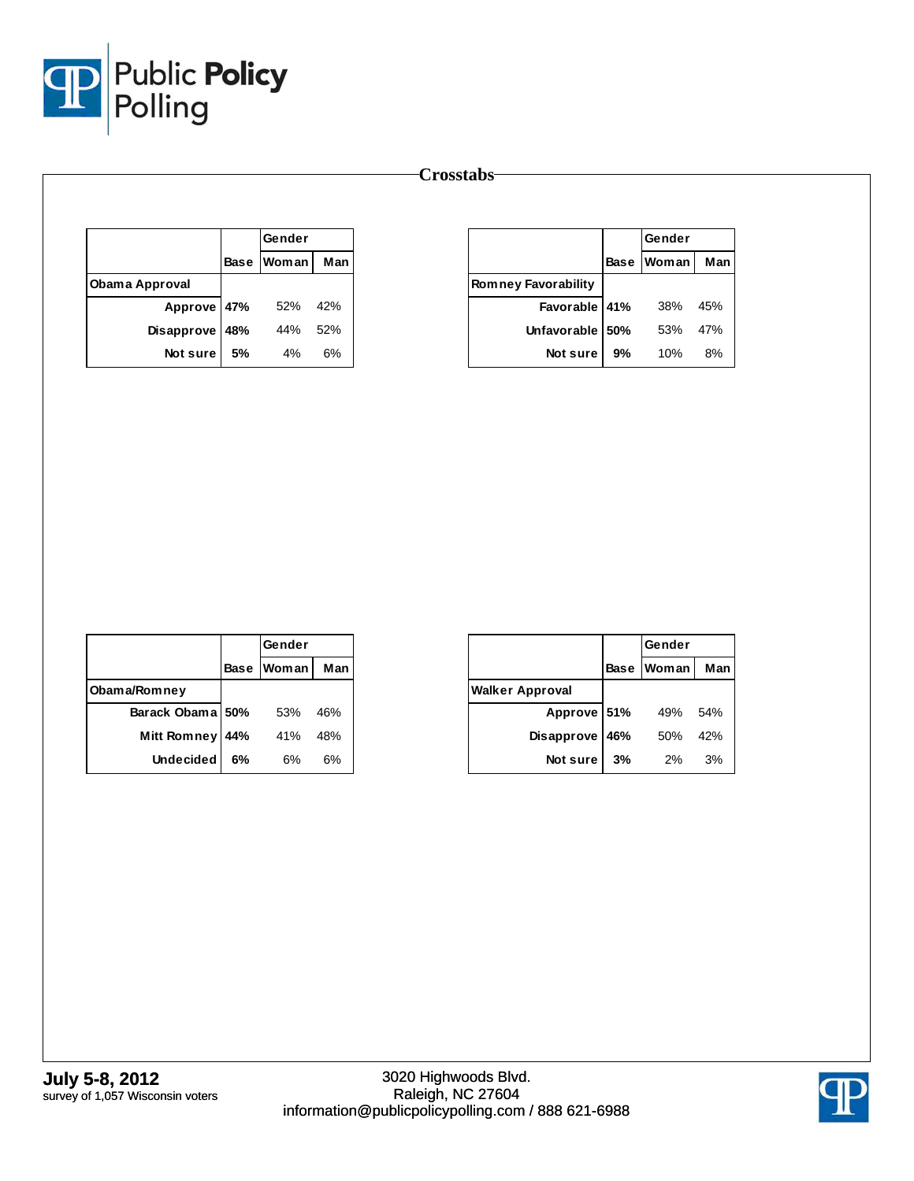## Crosstabs

| | Base | Gender | |
|---|---|---|---|
| | | Woman | Man |
| **Obama Approval** | | | |
| Approve | 47% | 52% | 42% |
| Disapprove | 48% | 44% | 52% |
| Not sure | 5% | 4% | 6% |

| | Base | Gender | |
|---|---|---|---|
| | | Woman | Man |
| **Romney Favorability** | | | |
| Favorable | 41% | 38% | 45% |
| Unfavorable | 50% | 53% | 47% |
| Not sure | 9% | 10% | 8% |

| | Base | Gender | |
|---|---|---|---|
| | | Woman | Man |
| **Obama/Romney** | | | |
| Barack Obama | 50% | 53% | 46% |
| Mitt Romney | 44% | 41% | 48% |
| Undecided | 6% | 6% | 6% |

| | Base | Gender | |
|---|---|---|---|
| | | Woman | Man |
| **Walker Approval** | | | |
| Approve | 51% | 49% | 54% |
| Disapprove | 46% | 50% | 42% |
| Not sure | 3% | 2% | 3% |

**July 5-8, 2012**
survey of 1,057 Wisconsin voters

3020 Highwoods Blvd.
Raleigh, NC 27604
information@publicpolicypolling.com / 888 621-6988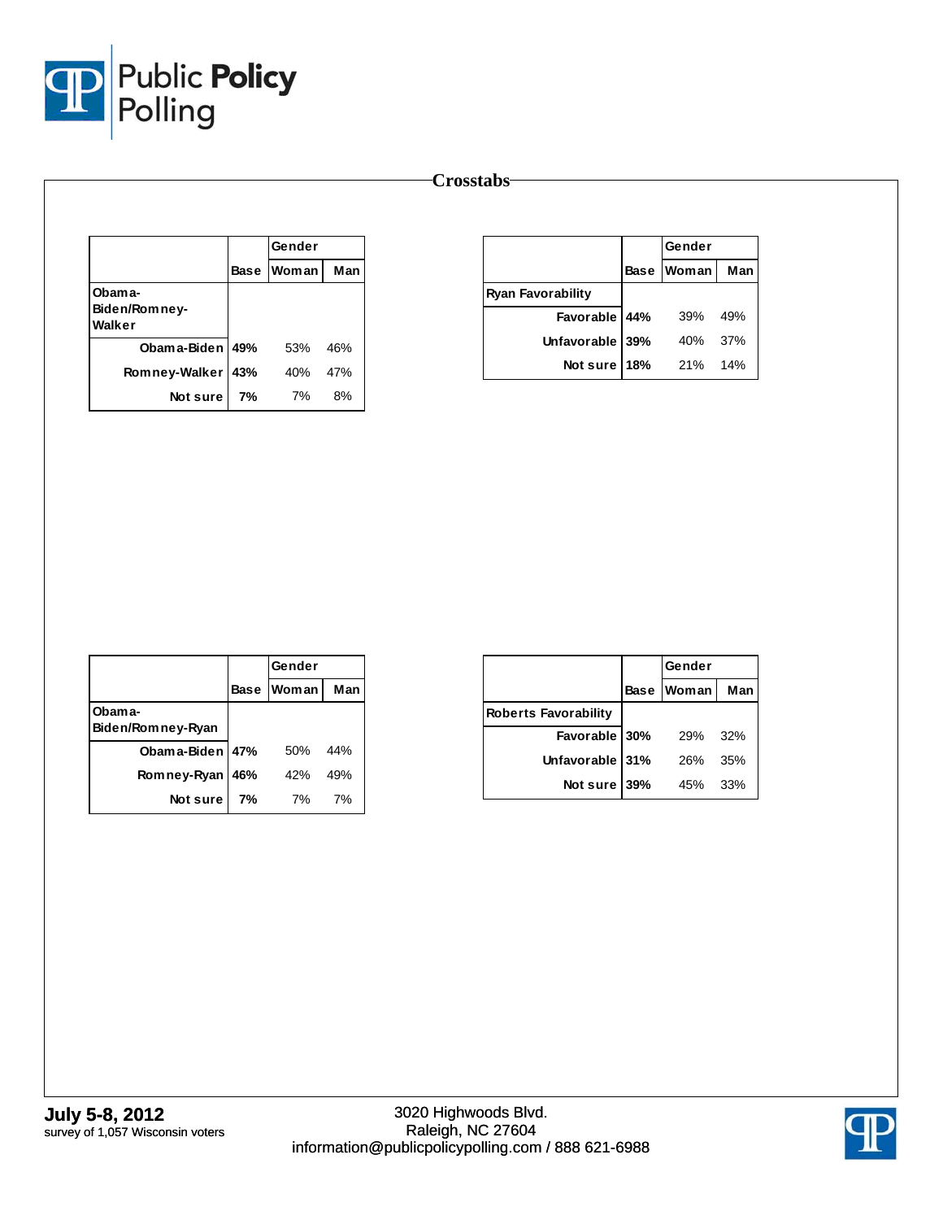## Crosstabs

| | Base | Gender | |
|---|---|---|---|
| | | Woman | Man |
| **Obama-Biden/Romney-Walker** | | | |
| Obama-Biden | **49%** | 53% | 46% |
| Romney-Walker | **43%** | 40% | 47% |
| Not sure | **7%** | 7% | 8% |

| | Base | Gender | |
|---|---|---|---|
| | | Woman | Man |
| **Ryan Favorability** | | | |
| Favorable | **44%** | 39% | 49% |
| Unfavorable | **39%** | 40% | 37% |
| Not sure | **18%** | 21% | 14% |

| | Base | Gender | |
|---|---|---|---|
| | | Woman | Man |
| **Obama-Biden/Romney-Ryan** | | | |
| Obama-Biden | **47%** | 50% | 44% |
| Romney-Ryan | **46%** | 42% | 49% |
| Not sure | **7%** | 7% | 7% |

| | Base | Gender | |
|---|---|---|---|
| | | Woman | Man |
| **Roberts Favorability** | | | |
| Favorable | **30%** | 29% | 32% |
| Unfavorable | **31%** | 26% | 35% |
| Not sure | **39%** | 45% | 33% |

**July 5-8, 2012**
survey of 1,057 Wisconsin voters

3020 Highwoods Blvd.
Raleigh, NC 27604
information@publicpolicypolling.com / 888 621-6988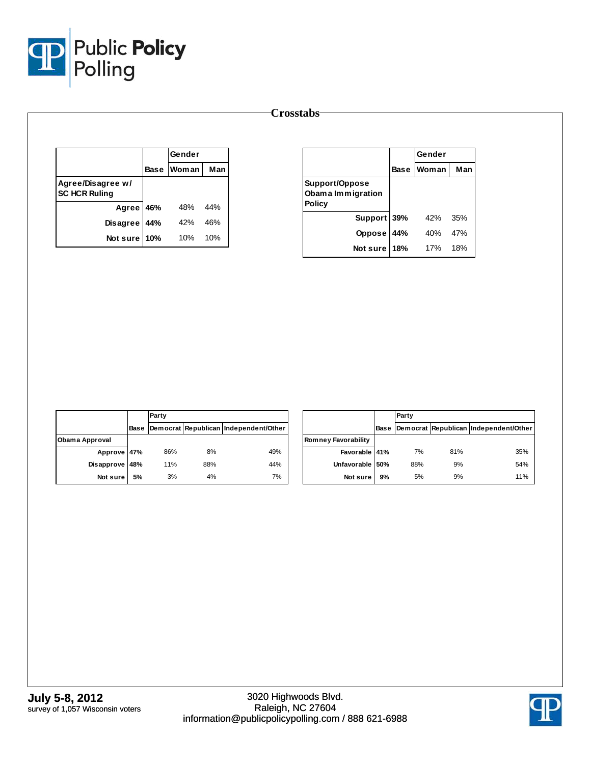# Crosstabs

| | Base | Gender | |
|---|---|---|---|
| | | Woman | Man |
| **Agree/Disagree w/ SC HCR Ruling** | | | |
| Agree | **46%** | 48% | 44% |
| Disagree | **44%** | 42% | 46% |
| Not sure | **10%** | 10% | 10% |

| | Base | Gender | |
|---|---|---|---|
| | | Woman | Man |
| **Support/Oppose Obama Immigration Policy** | | | |
| Support | **39%** | 42% | 35% |
| Oppose | **44%** | 40% | 47% |
| Not sure | **18%** | 17% | 18% |

| | Base | Party | | |
|---|---|---|---|---|
| | | Democrat | Republican | Independent/Other |
| **Obama Approval** | | | | |
| Approve | **47%** | 86% | 8% | 49% |
| Disapprove | **48%** | 11% | 88% | 44% |
| Not sure | **5%** | 3% | 4% | 7% |

| | Base | Party | | |
|---|---|---|---|---|
| | | Democrat | Republican | Independent/Other |
| **Romney Favorability** | | | | |
| Favorable | **41%** | 7% | 81% | 35% |
| Unfavorable | **50%** | 88% | 9% | 54% |
| Not sure | **9%** | 5% | 9% | 11% |

**July 5-8, 2012**
survey of 1,057 Wisconsin voters

3020 Highwoods Blvd.
Raleigh, NC 27604
information@publicpolicypolling.com / 888 621-6988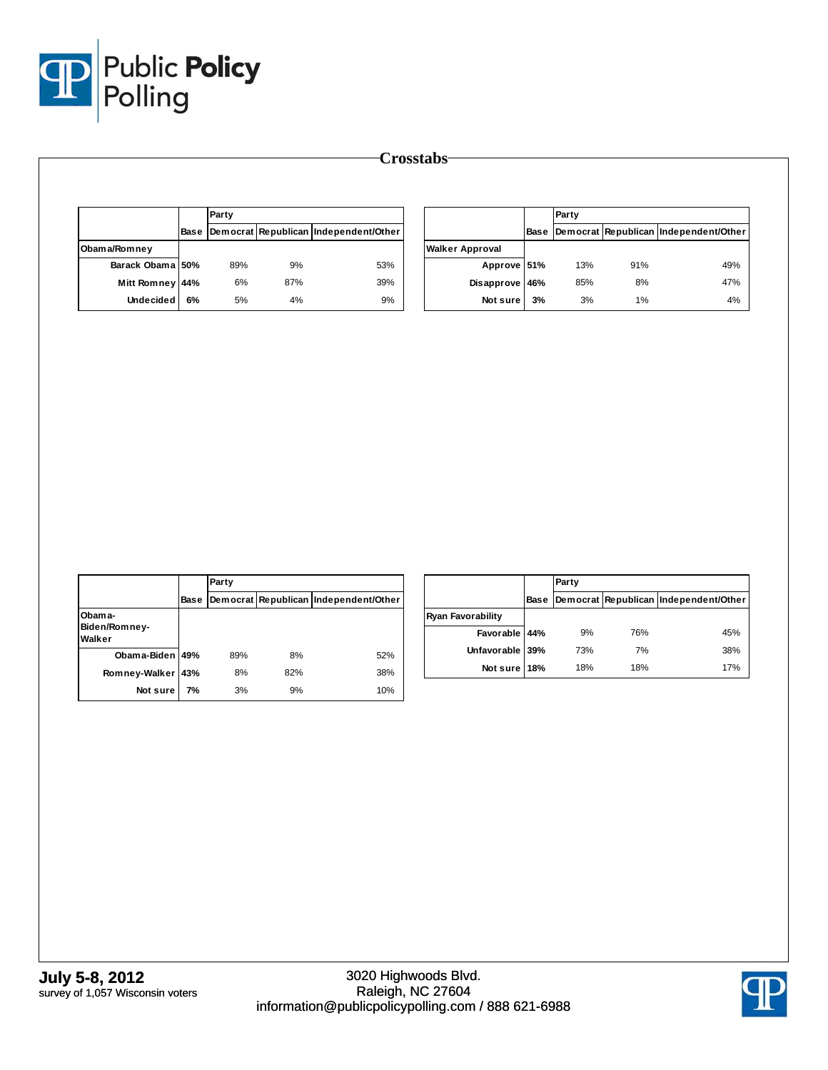# Crosstabs

| | Base | Party | | |
|---|---|---|---|---|
| | | Democrat | Republican | Independent/Other |
| **Obama/Romney** | | | | |
| Barack Obama | 50% | 89% | 9% | 53% |
| Mitt Romney | 44% | 6% | 87% | 39% |
| Undecided | 6% | 5% | 4% | 9% |

| | Base | Party | | |
|---|---|---|---|---|
| | | Democrat | Republican | Independent/Other |
| **Walker Approval** | | | | |
| Approve | 51% | 13% | 91% | 49% |
| Disapprove | 46% | 85% | 8% | 47% |
| Not sure | 3% | 3% | 1% | 4% |

| | Base | Party | | |
|---|---|---|---|---|
| | | Democrat | Republican | Independent/Other |
| **Obama-Biden/Romney-Walker** | | | | |
| Obama-Biden | 49% | 89% | 8% | 52% |
| Romney-Walker | 43% | 8% | 82% | 38% |
| Not sure | 7% | 3% | 9% | 10% |

| | Base | Party | | |
|---|---|---|---|---|
| | | Democrat | Republican | Independent/Other |
| **Ryan Favorability** | | | | |
| Favorable | 44% | 9% | 76% | 45% |
| Unfavorable | 39% | 73% | 7% | 38% |
| Not sure | 18% | 18% | 18% | 17% |

**July 5-8, 2012**
survey of 1,057 Wisconsin voters

3020 Highwoods Blvd.
Raleigh, NC 27604
information@publicpolicypolling.com / 888 621-6988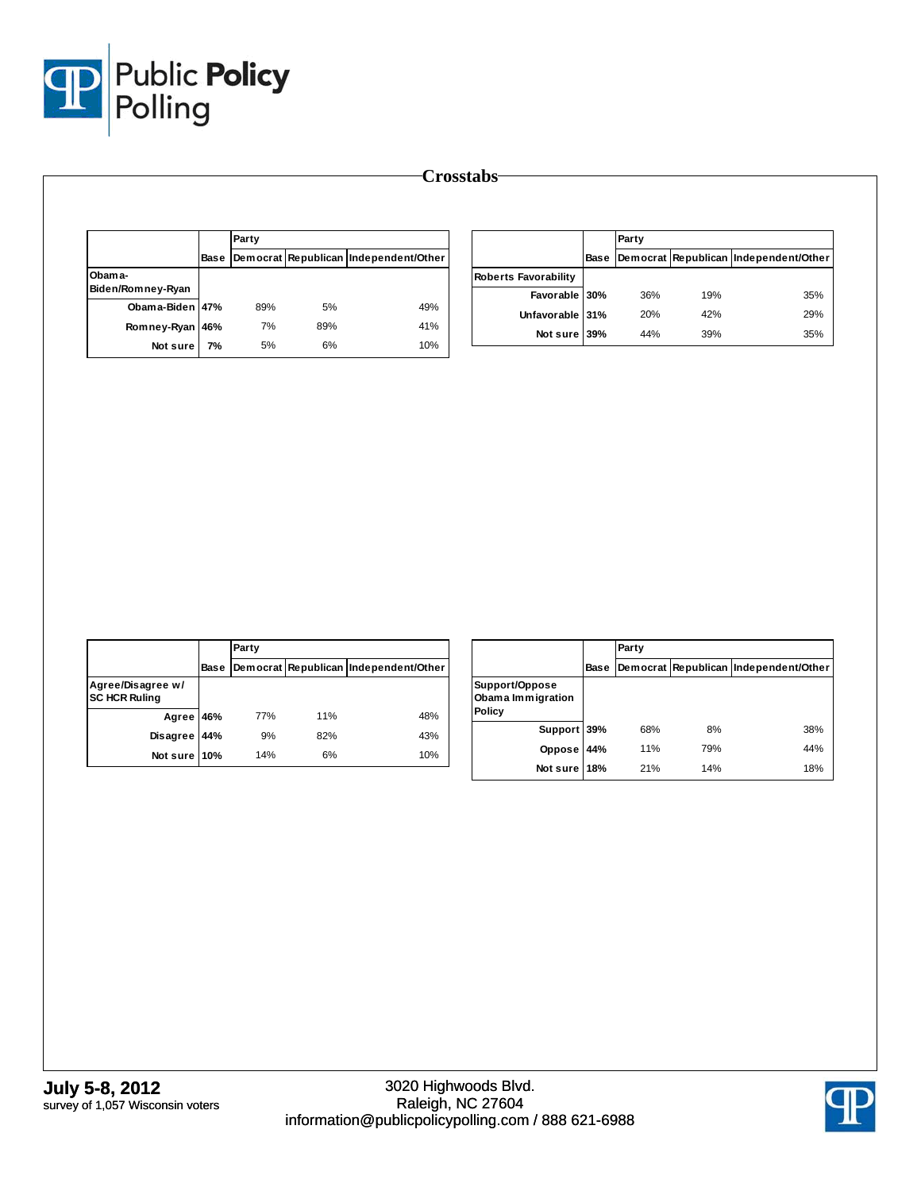# Crosstabs

| | Base | Party | | |
|---|---|---|---|---|
| | | Democrat | Republican | Independent/Other |
| **Obama-Biden/Romney-Ryan** | | | | |
| Obama-Biden | **47%** | 89% | 5% | 49% |
| Romney-Ryan | **46%** | 7% | 89% | 41% |
| Not sure | **7%** | 5% | 6% | 10% |

| | Base | Party | | |
|---|---|---|---|---|
| | | Democrat | Republican | Independent/Other |
| **Roberts Favorability** | | | | |
| Favorable | **30%** | 36% | 19% | 35% |
| Unfavorable | **31%** | 20% | 42% | 29% |
| Not sure | **39%** | 44% | 39% | 35% |

| | Base | Party | | |
|---|---|---|---|---|
| | | Democrat | Republican | Independent/Other |
| **Agree/Disagree w/ SC HCR Ruling** | | | | |
| Agree | **46%** | 77% | 11% | 48% |
| Disagree | **44%** | 9% | 82% | 43% |
| Not sure | **10%** | 14% | 6% | 10% |

| | Base | Party | | |
|---|---|---|---|---|
| | | Democrat | Republican | Independent/Other |
| **Support/Oppose Obama Immigration Policy** | | | | |
| Support | **39%** | 68% | 8% | 38% |
| Oppose | **44%** | 11% | 79% | 44% |
| Not sure | **18%** | 21% | 14% | 18% |

**July 5-8, 2012**
survey of 1,057 Wisconsin voters

3020 Highwoods Blvd.
Raleigh, NC 27604
information@publicpolicypolling.com / 888 621-6988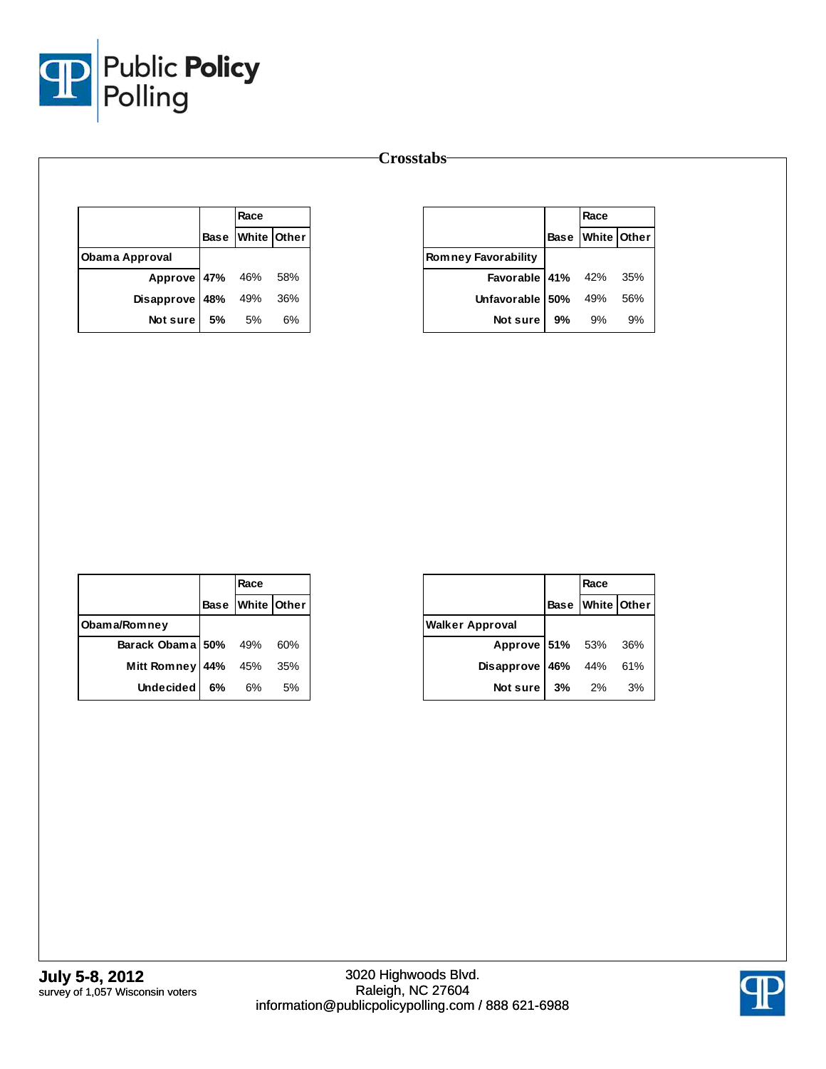# Crosstabs

| | Base | Race | |
|---|---|---|---|
| | | White | Other |
| **Obama Approval** | | | |
| Approve | **47%** | 46% | 58% |
| Disapprove | **48%** | 49% | 36% |
| Not sure | **5%** | 5% | 6% |

| | Base | Race | |
|---|---|---|---|
| | | White | Other |
| **Romney Favorability** | | | |
| Favorable | **41%** | 42% | 35% |
| Unfavorable | **50%** | 49% | 56% |
| Not sure | **9%** | 9% | 9% |

| | Base | Race | |
|---|---|---|---|
| | | White | Other |
| **Obama/Romney** | | | |
| Barack Obama | **50%** | 49% | 60% |
| Mitt Romney | **44%** | 45% | 35% |
| Undecided | **6%** | 6% | 5% |

| | Base | Race | |
|---|---|---|---|
| | | White | Other |
| **Walker Approval** | | | |
| Approve | **51%** | 53% | 36% |
| Disapprove | **46%** | 44% | 61% |
| Not sure | **3%** | 2% | 3% |

**July 5-8, 2012**
survey of 1,057 Wisconsin voters

3020 Highwoods Blvd.
Raleigh, NC 27604
information@publicpolicypolling.com / 888 621-6988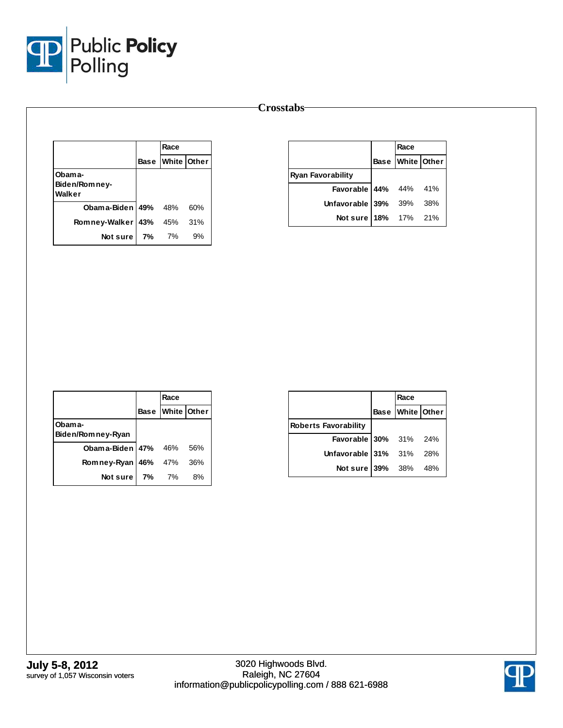# Crosstabs

| | | Race | |
|---|---|---|---|
| | **Base** | **White** | **Other** |
| **Obama-Biden/Romney-Walker** | | | |
| **Obama-Biden** | **49%** | 48% | 60% |
| **Romney-Walker** | **43%** | 45% | 31% |
| **Not sure** | **7%** | 7% | 9% |

| | | Race | |
|---|---|---|---|
| | **Base** | **White** | **Other** |
| **Ryan Favorability** | | | |
| **Favorable** | **44%** | 44% | 41% |
| **Unfavorable** | **39%** | 39% | 38% |
| **Not sure** | **18%** | 17% | 21% |

| | | Race | |
|---|---|---|---|
| | **Base** | **White** | **Other** |
| **Obama-Biden/Romney-Ryan** | | | |
| **Obama-Biden** | **47%** | 46% | 56% |
| **Romney-Ryan** | **46%** | 47% | 36% |
| **Not sure** | **7%** | 7% | 8% |

| | | Race | |
|---|---|---|---|
| | **Base** | **White** | **Other** |
| **Roberts Favorability** | | | |
| **Favorable** | **30%** | 31% | 24% |
| **Unfavorable** | **31%** | 31% | 28% |
| **Not sure** | **39%** | 38% | 48% |

**July 5-8, 2012**
survey of 1,057 Wisconsin voters

3020 Highwoods Blvd.
Raleigh, NC 27604
information@publicpolicypolling.com / 888 621-6988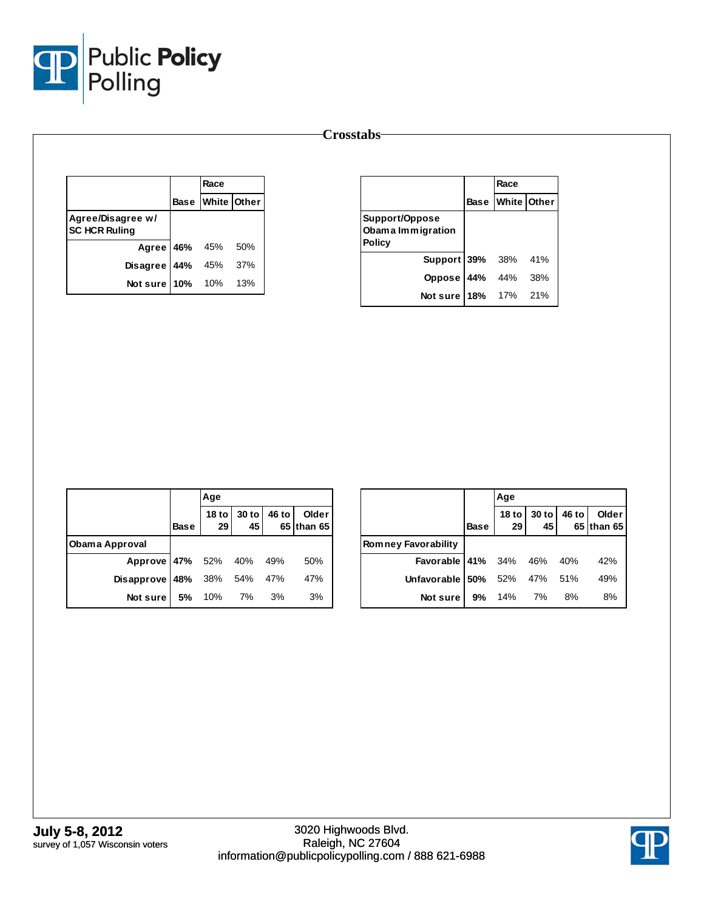## Crosstabs

| | Base | Race | |
|---|---|---|---|
| | | White | Other |
| **Agree/Disagree w/ SC HCR Ruling** | | | |
| Agree | **46%** | 45% | 50% |
| Disagree | **44%** | 45% | 37% |
| Not sure | **10%** | 10% | 13% |

| | Base | Race | |
|---|---|---|---|
| | | White | Other |
| **Support/Oppose Obama Immigration Policy** | | | |
| Support | **39%** | 38% | 41% |
| Oppose | **44%** | 44% | 38% |
| Not sure | **18%** | 17% | 21% |

| | Base | Age | | | |
|---|---|---|---|---|---|
| | | 18 to 29 | 30 to 45 | 46 to 65 | Older than 65 |
| **Obama Approval** | | | | | |
| Approve | **47%** | 52% | 40% | 49% | 50% |
| Disapprove | **48%** | 38% | 54% | 47% | 47% |
| Not sure | **5%** | 10% | 7% | 3% | 3% |

| | Base | Age | | | |
|---|---|---|---|---|---|
| | | 18 to 29 | 30 to 45 | 46 to 65 | Older than 65 |
| **Romney Favorability** | | | | | |
| Favorable | **41%** | 34% | 46% | 40% | 42% |
| Unfavorable | **50%** | 52% | 47% | 51% | 49% |
| Not sure | **9%** | 14% | 7% | 8% | 8% |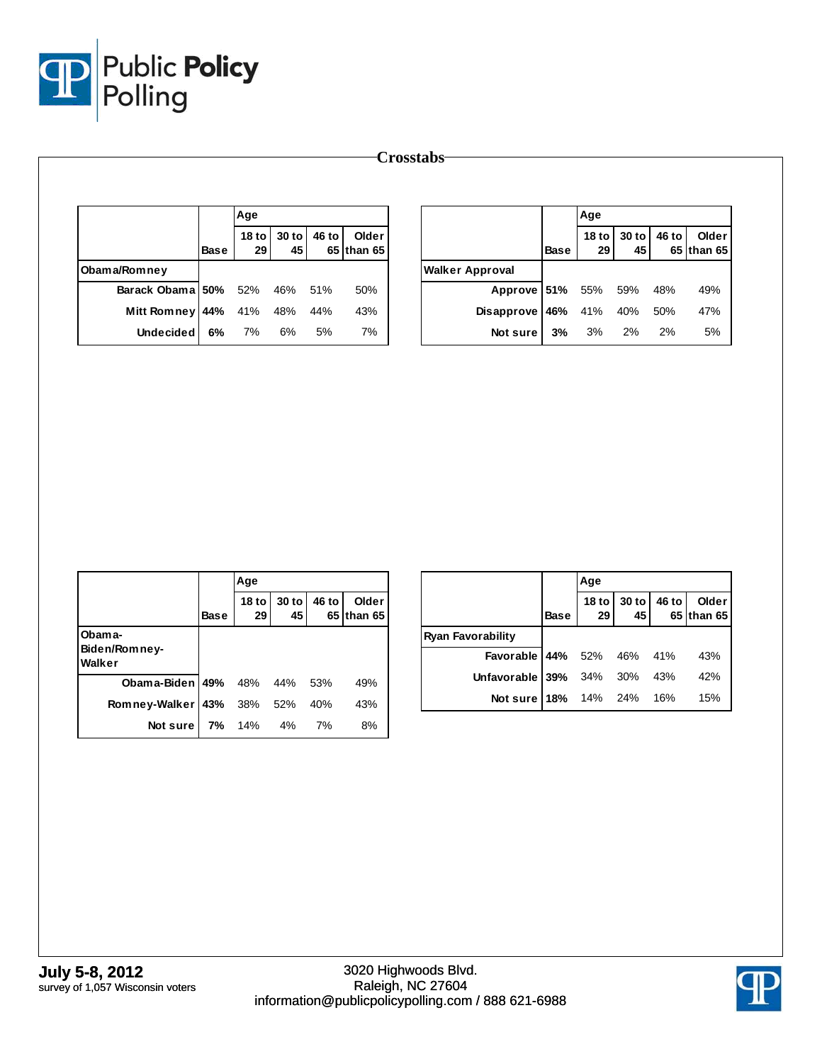## Crosstabs

| | | Age | | | |
|---|---|---|---|---|---|
| | Base | 18 to 29 | 30 to 45 | 46 to 65 | Older than 65 |
| **Obama/Romney** | | | | | |
| Barack Obama | 50% | 52% | 46% | 51% | 50% |
| Mitt Romney | 44% | 41% | 48% | 44% | 43% |
| Undecided | 6% | 7% | 6% | 5% | 7% |

| | | Age | | | |
|---|---|---|---|---|---|
| | Base | 18 to 29 | 30 to 45 | 46 to 65 | Older than 65 |
| **Walker Approval** | | | | | |
| Approve | 51% | 55% | 59% | 48% | 49% |
| Disapprove | 46% | 41% | 40% | 50% | 47% |
| Not sure | 3% | 3% | 2% | 2% | 5% |

| | | Age | | | |
|---|---|---|---|---|---|
| | Base | 18 to 29 | 30 to 45 | 46 to 65 | Older than 65 |
| **Obama-Biden/Romney-Walker** | | | | | |
| Obama-Biden | 49% | 48% | 44% | 53% | 49% |
| Romney-Walker | 43% | 38% | 52% | 40% | 43% |
| Not sure | 7% | 14% | 4% | 7% | 8% |

| | | Age | | | |
|---|---|---|---|---|---|
| | Base | 18 to 29 | 30 to 45 | 46 to 65 | Older than 65 |
| **Ryan Favorability** | | | | | |
| Favorable | 44% | 52% | 46% | 41% | 43% |
| Unfavorable | 39% | 34% | 30% | 43% | 42% |
| Not sure | 18% | 14% | 24% | 16% | 15% |

**July 5-8, 2012**
survey of 1,057 Wisconsin voters

3020 Highwoods Blvd.
Raleigh, NC 27604
information@publicpolicypolling.com / 888 621-6988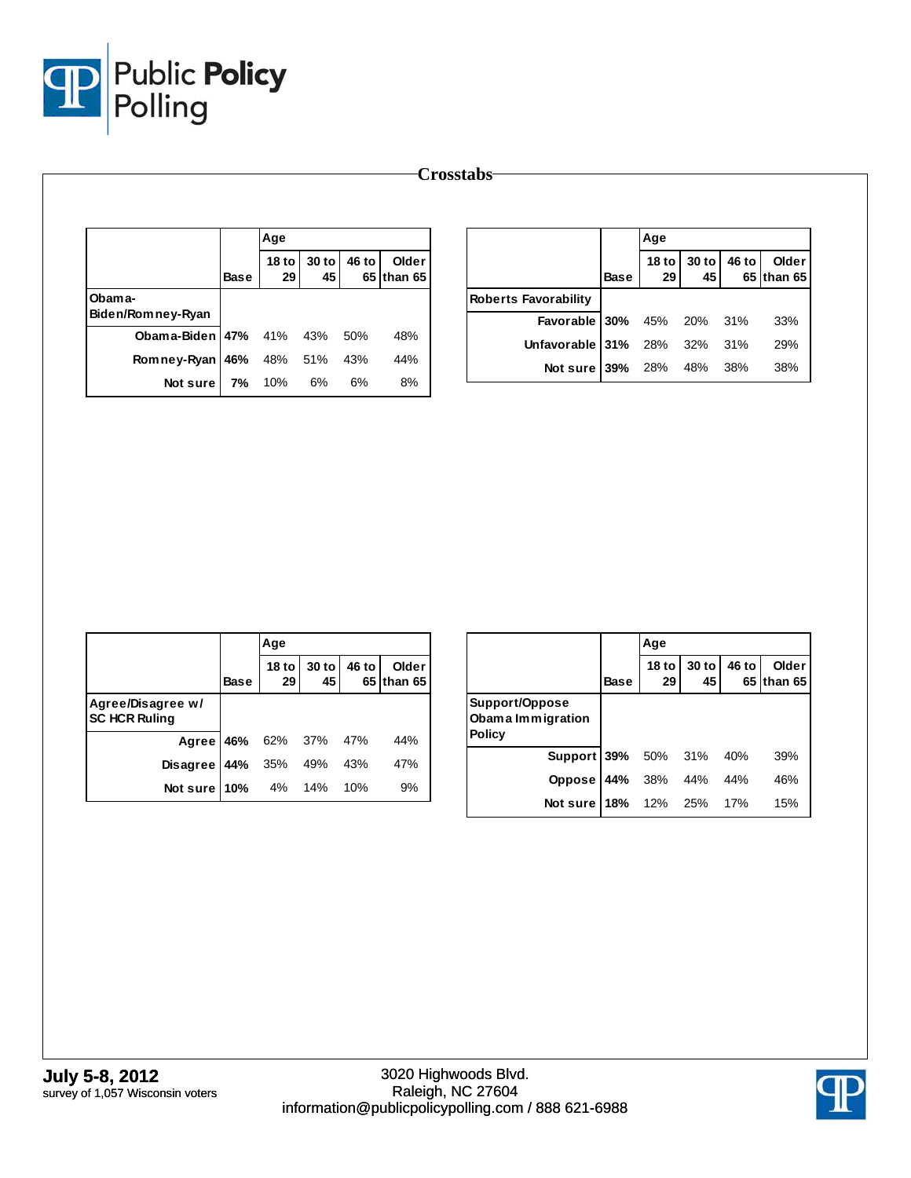# Crosstabs

| | | Age | | | |
|---|---|---|---|---|---|
| | Base | 18 to 29 | 30 to 45 | 46 to 65 | Older than 65 |
| **Obama-Biden/Romney-Ryan** | | | | | |
| Obama-Biden | 47% | 41% | 43% | 50% | 48% |
| Romney-Ryan | 46% | 48% | 51% | 43% | 44% |
| Not sure | 7% | 10% | 6% | 6% | 8% |

| | | Age | | | |
|---|---|---|---|---|---|
| | Base | 18 to 29 | 30 to 45 | 46 to 65 | Older than 65 |
| **Roberts Favorability** | | | | | |
| Favorable | 30% | 45% | 20% | 31% | 33% |
| Unfavorable | 31% | 28% | 32% | 31% | 29% |
| Not sure | 39% | 28% | 48% | 38% | 38% |

| | | Age | | | |
|---|---|---|---|---|---|
| | Base | 18 to 29 | 30 to 45 | 46 to 65 | Older than 65 |
| **Agree/Disagree w/ SC HCR Ruling** | | | | | |
| Agree | 46% | 62% | 37% | 47% | 44% |
| Disagree | 44% | 35% | 49% | 43% | 47% |
| Not sure | 10% | 4% | 14% | 10% | 9% |

| | | Age | | | |
|---|---|---|---|---|---|
| | Base | 18 to 29 | 30 to 45 | 46 to 65 | Older than 65 |
| **Support/Oppose Obama Immigration Policy** | | | | | |
| Support | 39% | 50% | 31% | 40% | 39% |
| Oppose | 44% | 38% | 44% | 44% | 46% |
| Not sure | 18% | 12% | 25% | 17% | 15% |

**July 5-8, 2012**
survey of 1,057 Wisconsin voters

3020 Highwoods Blvd.
Raleigh, NC 27604
information@publicpolicypolling.com / 888 621-6988